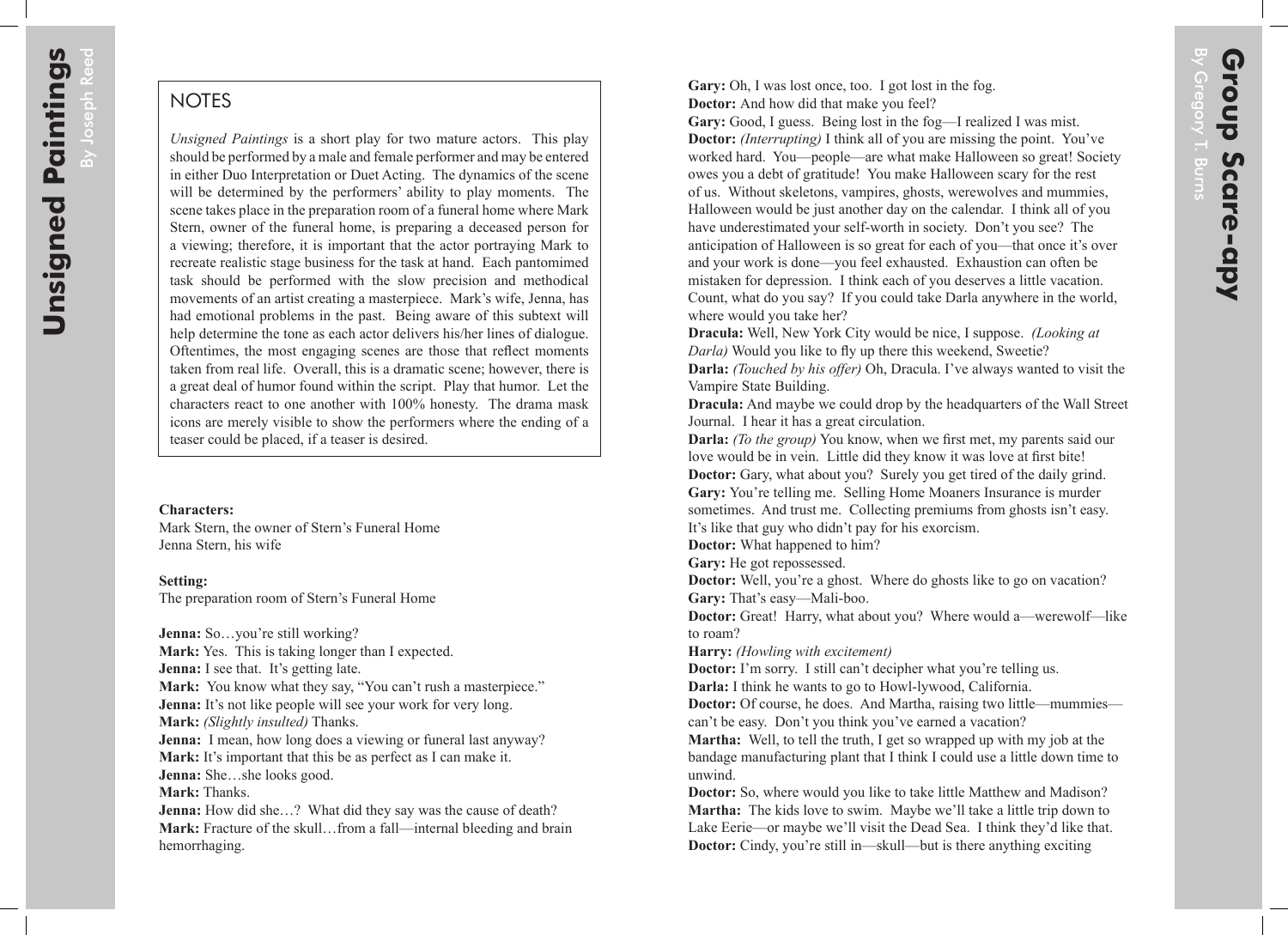# Unsigned Paintings

By Joseph Reed

## NOTES

*Unsigned Paintings* is a short play for two mature actors. This play should be performed by a male and female performer and may be entered in either Duo Interpretation or Duet Acting. The dynamics of the scene will be determined by the performers' ability to play moments. The scene takes place in the preparation room of a funeral home where Mark Stern, owner of the funeral home, is preparing a deceased person for a viewing; therefore, it is important that the actor portraying Mark to recreate realistic stage business for the task at hand. Each pantomimed task should be performed with the slow precision and methodical movements of an artist creating a masterpiece. Mark's wife, Jenna, has had emotional problems in the past. Being aware of this subtext will help determine the tone as each actor delivers his/her lines of dialogue. Oftentimes, the most engaging scenes are those that reflect moments taken from real life. Overall, this is a dramatic scene; however, there is a great deal of humor found within the script. Play that humor. Let the characters react to one another with 100% honesty. The drama mask icons are merely visible to show the performers where the ending of a teaser could be placed, if a teaser is desired.

**Characters:**
Mark Stern, the owner of Stern's Funeral Home
Jenna Stern, his wife

**Setting:**
The preparation room of Stern's Funeral Home

**Jenna:** So…you're still working?
**Mark:** Yes. This is taking longer than I expected.
**Jenna:** I see that. It's getting late.
**Mark:** You know what they say, "You can't rush a masterpiece."
**Jenna:** It's not like people will see your work for very long.
**Mark:** *(Slightly insulted)* Thanks.
**Jenna:** I mean, how long does a viewing or funeral last anyway?
**Mark:** It's important that this be as perfect as I can make it.
**Jenna:** She…she looks good.
**Mark:** Thanks.
**Jenna:** How did she…? What did they say was the cause of death?
**Mark:** Fracture of the skull…from a fall—internal bleeding and brain hemorrhaging.

# Group Scare-apy

By Gregory T. Burns

**Gary:** Oh, I was lost once, too. I got lost in the fog.
**Doctor:** And how did that make you feel?
**Gary:** Good, I guess. Being lost in the fog—I realized I was mist.
**Doctor:** *(Interrupting)* I think all of you are missing the point. You've worked hard. You—people—are what make Halloween so great! Society owes you a debt of gratitude! You make Halloween scary for the rest of us. Without skeletons, vampires, ghosts, werewolves and mummies, Halloween would be just another day on the calendar. I think all of you have underestimated your self-worth in society. Don't you see? The anticipation of Halloween is so great for each of you—that once it's over and your work is done—you feel exhausted. Exhaustion can often be mistaken for depression. I think each of you deserves a little vacation. Count, what do you say? If you could take Darla anywhere in the world, where would you take her?
**Dracula:** Well, New York City would be nice, I suppose. *(Looking at Darla)* Would you like to fly up there this weekend, Sweetie?
**Darla:** *(Touched by his offer)* Oh, Dracula. I've always wanted to visit the Vampire State Building.
**Dracula:** And maybe we could drop by the headquarters of the Wall Street Journal. I hear it has a great circulation.
**Darla:** *(To the group)* You know, when we first met, my parents said our love would be in vein. Little did they know it was love at first bite!
**Doctor:** Gary, what about you? Surely you get tired of the daily grind.
**Gary:** You're telling me. Selling Home Moaners Insurance is murder sometimes. And trust me. Collecting premiums from ghosts isn't easy. It's like that guy who didn't pay for his exorcism.
**Doctor:** What happened to him?
**Gary:** He got repossessed.
**Doctor:** Well, you're a ghost. Where do ghosts like to go on vacation?
**Gary:** That's easy—Mali-boo.
**Doctor:** Great! Harry, what about you? Where would a—werewolf—like to roam?
**Harry:** *(Howling with excitement)*
**Doctor:** I'm sorry. I still can't decipher what you're telling us.
**Darla:** I think he wants to go to Howl-lywood, California.
**Doctor:** Of course, he does. And Martha, raising two little—mummies—can't be easy. Don't you think you've earned a vacation?
**Martha:** Well, to tell the truth, I get so wrapped up with my job at the bandage manufacturing plant that I think I could use a little down time to unwind.
**Doctor:** So, where would you like to take little Matthew and Madison?
**Martha:** The kids love to swim. Maybe we'll take a little trip down to Lake Eerie—or maybe we'll visit the Dead Sea. I think they'd like that.
**Doctor:** Cindy, you're still in—skull—but is there anything exciting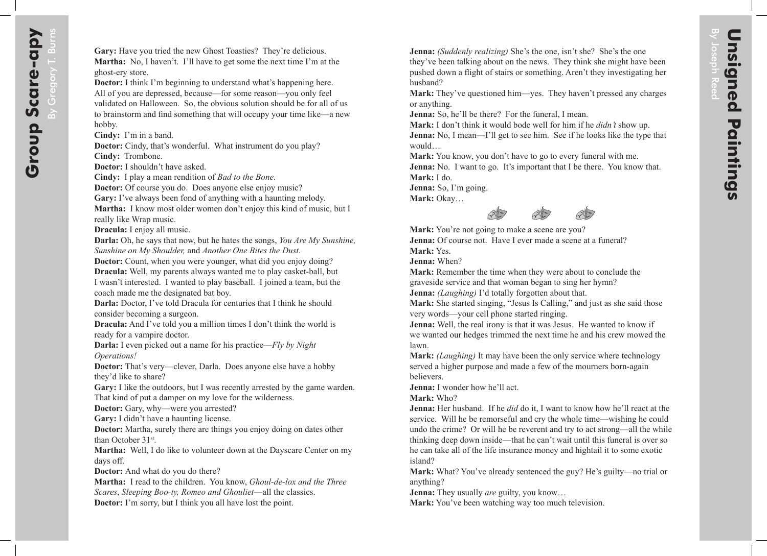**Gary:** Have you tried the new Ghost Toasties? They're delicious.
**Martha:** No, I haven't. I'll have to get some the next time I'm at the ghost-ery store.
**Doctor:** I think I'm beginning to understand what's happening here. All of you are depressed, because—for some reason—you only feel validated on Halloween. So, the obvious solution should be for all of us to brainstorm and find something that will occupy your time like—a new hobby.
**Cindy:** I'm in a band.
**Doctor:** Cindy, that's wonderful. What instrument do you play?
**Cindy:** Trombone.
**Doctor:** I shouldn't have asked.
**Cindy:** I play a mean rendition of *Bad to the Bone*.
**Doctor:** Of course you do. Does anyone else enjoy music?
**Gary:** I've always been fond of anything with a haunting melody.
**Martha:** I know most older women don't enjoy this kind of music, but I really like Wrap music.
**Dracula:** I enjoy all music.
**Darla:** Oh, he says that now, but he hates the songs, *You Are My Sunshine, Sunshine on My Shoulder,* and *Another One Bites the Dust*.
**Doctor:** Count, when you were younger, what did you enjoy doing?
**Dracula:** Well, my parents always wanted me to play casket-ball, but I wasn't interested. I wanted to play baseball. I joined a team, but the coach made me the designated bat boy.
**Darla:** Doctor, I've told Dracula for centuries that I think he should consider becoming a surgeon.
**Dracula:** And I've told you a million times I don't think the world is ready for a vampire doctor.
**Darla:** I even picked out a name for his practice—*Fly by Night Operations!*
**Doctor:** That's very—clever, Darla. Does anyone else have a hobby they'd like to share?
**Gary:** I like the outdoors, but I was recently arrested by the game warden. That kind of put a damper on my love for the wilderness.
**Doctor:** Gary, why—were you arrested?
**Gary:** I didn't have a haunting license.
**Doctor:** Martha, surely there are things you enjoy doing on dates other than October 31st.
**Martha:** Well, I do like to volunteer down at the Dayscare Center on my days off.
**Doctor:** And what do you do there?
**Martha:** I read to the children. You know, *Ghoul-de-lox and the Three Scares*, *Sleeping Boo-ty, Romeo and Ghouliet*—all the classics.
**Doctor:** I'm sorry, but I think you all have lost the point.

**Jenna:** *(Suddenly realizing)* She's the one, isn't she? She's the one they've been talking about on the news. They think she might have been pushed down a flight of stairs or something. Aren't they investigating her husband?
**Mark:** They've questioned him—yes. They haven't pressed any charges or anything.
**Jenna:** So, he'll be there? For the funeral, I mean.
**Mark:** I don't think it would bode well for him if he *didn't* show up.
**Jenna:** No, I mean—I'll get to see him. See if he looks like the type that would…
**Mark:** You know, you don't have to go to every funeral with me.
**Jenna:** No. I want to go. It's important that I be there. You know that.
**Mark:** I do.
**Jenna:** So, I'm going.
**Mark:** Okay…

**Mark:** You're not going to make a scene are you?
**Jenna:** Of course not. Have I ever made a scene at a funeral?
**Mark:** Yes.
**Jenna:** When?
**Mark:** Remember the time when they were about to conclude the graveside service and that woman began to sing her hymn?
**Jenna:** *(Laughing)* I'd totally forgotten about that.
**Mark:** She started singing, "Jesus Is Calling," and just as she said those very words—your cell phone started ringing.
**Jenna:** Well, the real irony is that it was Jesus. He wanted to know if we wanted our hedges trimmed the next time he and his crew mowed the lawn.
**Mark:** *(Laughing)* It may have been the only service where technology served a higher purpose and made a few of the mourners born-again believers.
**Jenna:** I wonder how he'll act.
**Mark:** Who?
**Jenna:** Her husband. If he *did* do it, I want to know how he'll react at the service. Will he be remorseful and cry the whole time—wishing he could undo the crime? Or will he be reverent and try to act strong—all the while thinking deep down inside—that he can't wait until this funeral is over so he can take all of the life insurance money and hightail it to some exotic island?
**Mark:** What? You've already sentenced the guy? He's guilty—no trial or anything?
**Jenna:** They usually *are* guilty, you know…
**Mark:** You've been watching way too much television.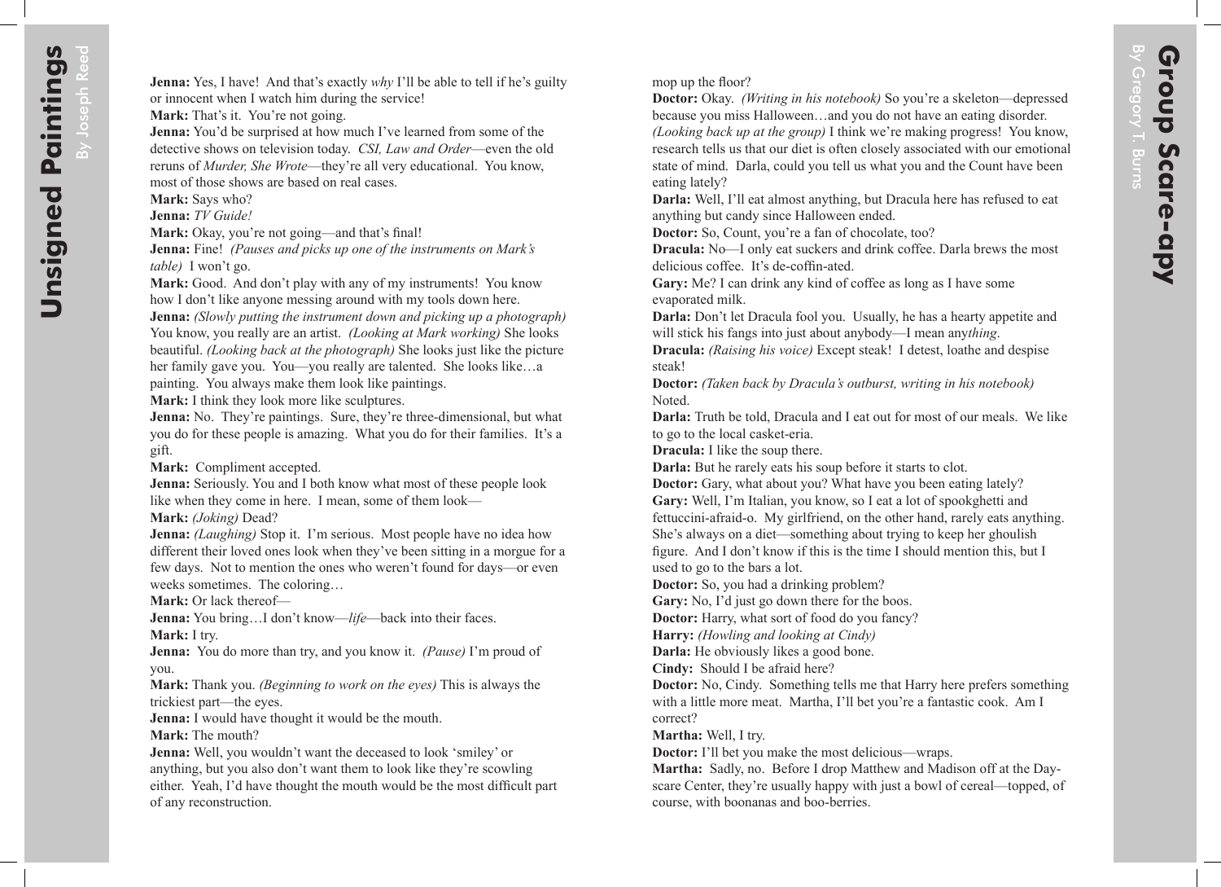**Jenna:** Yes, I have! And that's exactly *why* I'll be able to tell if he's guilty or innocent when I watch him during the service!

**Mark:** That's it. You're not going.

**Jenna:** You'd be surprised at how much I've learned from some of the detective shows on television today. *CSI, Law and Order*—even the old reruns of *Murder, She Wrote*—they're all very educational. You know, most of those shows are based on real cases.

**Mark:** Says who?

**Jenna:** *TV Guide!*

**Mark:** Okay, you're not going—and that's final!

**Jenna:** Fine! *(Pauses and picks up one of the instruments on Mark's table)* I won't go.

**Mark:** Good. And don't play with any of my instruments! You know how I don't like anyone messing around with my tools down here.

**Jenna:** *(Slowly putting the instrument down and picking up a photograph)* You know, you really are an artist. *(Looking at Mark working)* She looks beautiful. *(Looking back at the photograph)* She looks just like the picture her family gave you. You—you really are talented. She looks like…a painting. You always make them look like paintings.

**Mark:** I think they look more like sculptures.

**Jenna:** No. They're paintings. Sure, they're three-dimensional, but what you do for these people is amazing. What you do for their families. It's a gift.

**Mark:** Compliment accepted.

**Jenna:** Seriously. You and I both know what most of these people look like when they come in here. I mean, some of them look—

**Mark:** *(Joking)* Dead?

**Jenna:** *(Laughing)* Stop it. I'm serious. Most people have no idea how different their loved ones look when they've been sitting in a morgue for a few days. Not to mention the ones who weren't found for days—or even weeks sometimes. The coloring…

**Mark:** Or lack thereof—

**Jenna:** You bring…I don't know—*life*—back into their faces.

**Mark:** I try.

**Jenna:** You do more than try, and you know it. *(Pause)* I'm proud of you.

**Mark:** Thank you. *(Beginning to work on the eyes)* This is always the trickiest part—the eyes.

**Jenna:** I would have thought it would be the mouth.

**Mark:** The mouth?

**Jenna:** Well, you wouldn't want the deceased to look 'smiley' or anything, but you also don't want them to look like they're scowling either. Yeah, I'd have thought the mouth would be the most difficult part of any reconstruction.

mop up the floor?

**Doctor:** Okay. *(Writing in his notebook)* So you're a skeleton—depressed because you miss Halloween…and you do not have an eating disorder. *(Looking back up at the group)* I think we're making progress! You know, research tells us that our diet is often closely associated with our emotional state of mind. Darla, could you tell us what you and the Count have been eating lately?

**Darla:** Well, I'll eat almost anything, but Dracula here has refused to eat anything but candy since Halloween ended.

**Doctor:** So, Count, you're a fan of chocolate, too?

**Dracula:** No—I only eat suckers and drink coffee. Darla brews the most delicious coffee. It's de-coffin-ated.

**Gary:** Me? I can drink any kind of coffee as long as I have some evaporated milk.

**Darla:** Don't let Dracula fool you. Usually, he has a hearty appetite and will stick his fangs into just about anybody—I mean any*thing*.

**Dracula:** *(Raising his voice)* Except steak! I detest, loathe and despise steak!

**Doctor:** *(Taken back by Dracula's outburst, writing in his notebook)* Noted.

**Darla:** Truth be told, Dracula and I eat out for most of our meals. We like to go to the local casket-eria.

**Dracula:** I like the soup there.

**Darla:** But he rarely eats his soup before it starts to clot.

**Doctor:** Gary, what about you? What have you been eating lately?

**Gary:** Well, I'm Italian, you know, so I eat a lot of spookghetti and fettuccini-afraid-o. My girlfriend, on the other hand, rarely eats anything. She's always on a diet—something about trying to keep her ghoulish figure. And I don't know if this is the time I should mention this, but I used to go to the bars a lot.

**Doctor:** So, you had a drinking problem?

**Gary:** No, I'd just go down there for the boos.

**Doctor:** Harry, what sort of food do you fancy?

**Harry:** *(Howling and looking at Cindy)*

**Darla:** He obviously likes a good bone.

**Cindy:** Should I be afraid here?

**Doctor:** No, Cindy. Something tells me that Harry here prefers something with a little more meat. Martha, I'll bet you're a fantastic cook. Am I correct?

**Martha:** Well, I try.

**Doctor:** I'll bet you make the most delicious—wraps.

**Martha:** Sadly, no. Before I drop Matthew and Madison off at the Day-scare Center, they're usually happy with just a bowl of cereal—topped, of course, with boonanas and boo-berries.